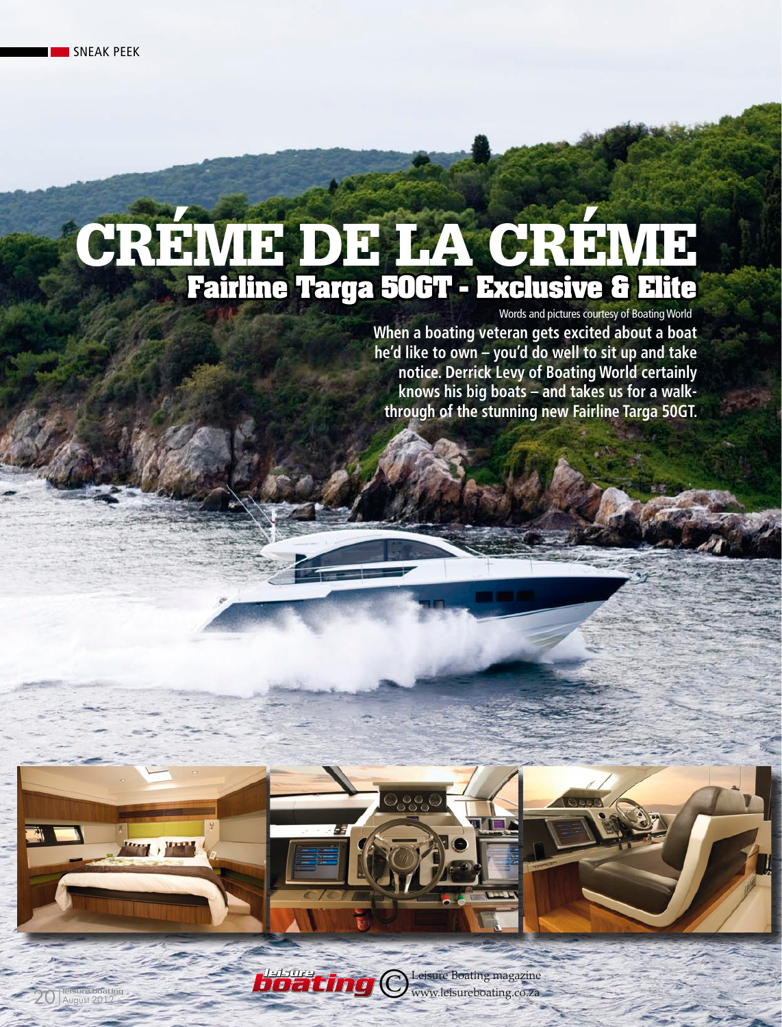SNEAK PEEK

# CRÉME DE LA CRÉME

## Fairline Targa 50GT - Exclusive & Elite

Words and pictures courtesy of Boating World

**When a boating veteran gets excited about a boat he'd like to own – you'd do well to sit up and take notice. Derrick Levy of Boating World certainly knows his big boats – and takes us for a walk-through of the stunning new Fairline Targa 50GT.**

Leisure Boating magazine
www.leisureboating.co.za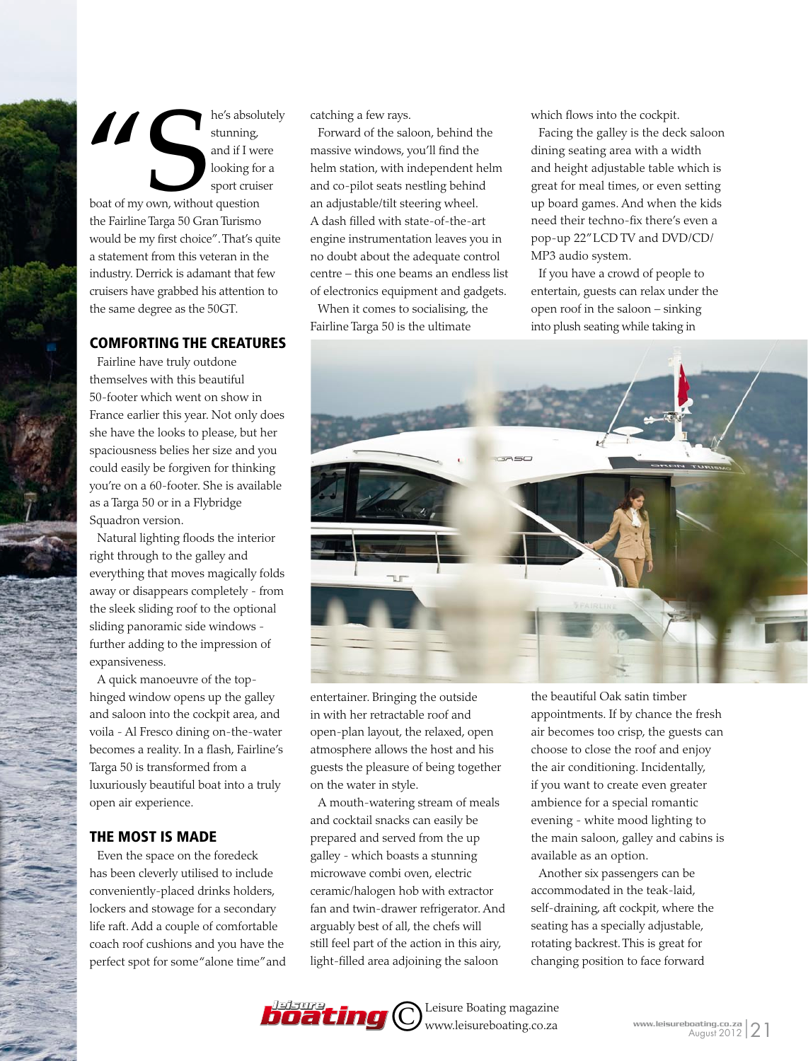"She's absolutely stunning, and if I were looking for a sport cruiser boat of my own, without question the Fairline Targa 50 Gran Turismo would be my first choice". That's quite a statement from this veteran in the industry. Derrick is adamant that few cruisers have grabbed his attention to the same degree as the 50GT.

## COMFORTING THE CREATURES

Fairline have truly outdone themselves with this beautiful 50-footer which went on show in France earlier this year. Not only does she have the looks to please, but her spaciousness belies her size and you could easily be forgiven for thinking you're on a 60-footer. She is available as a Targa 50 or in a Flybridge Squadron version.

Natural lighting floods the interior right through to the galley and everything that moves magically folds away or disappears completely - from the sleek sliding roof to the optional sliding panoramic side windows - further adding to the impression of expansiveness.

A quick manoeuvre of the top-hinged window opens up the galley and saloon into the cockpit area, and voila - Al Fresco dining on-the-water becomes a reality. In a flash, Fairline's Targa 50 is transformed from a luxuriously beautiful boat into a truly open air experience.

## THE MOST IS MADE

Even the space on the foredeck has been cleverly utilised to include conveniently-placed drinks holders, lockers and stowage for a secondary life raft. Add a couple of comfortable coach roof cushions and you have the perfect spot for some "alone time" and catching a few rays.

Forward of the saloon, behind the massive windows, you'll find the helm station, with independent helm and co-pilot seats nestling behind an adjustable/tilt steering wheel. A dash filled with state-of-the-art engine instrumentation leaves you in no doubt about the adequate control centre – this one beams an endless list of electronics equipment and gadgets.

When it comes to socialising, the Fairline Targa 50 is the ultimate entertainer. Bringing the outside in with her retractable roof and open-plan layout, the relaxed, open atmosphere allows the host and his guests the pleasure of being together on the water in style.

A mouth-watering stream of meals and cocktail snacks can easily be prepared and served from the up galley - which boasts a stunning microwave combi oven, electric ceramic/halogen hob with extractor fan and twin-drawer refrigerator. And arguably best of all, the chefs will still feel part of the action in this airy, light-filled area adjoining the saloon which flows into the cockpit.

Facing the galley is the deck saloon dining seating area with a width and height adjustable table which is great for meal times, or even setting up board games. And when the kids need their techno-fix there's even a pop-up 22" LCD TV and DVD/CD/MP3 audio system.

If you have a crowd of people to entertain, guests can relax under the open roof in the saloon – sinking into plush seating while taking in the beautiful Oak satin timber appointments. If by chance the fresh air becomes too crisp, the guests can choose to close the roof and enjoy the air conditioning. Incidentally, if you want to create even greater ambience for a special romantic evening - white mood lighting to the main saloon, galley and cabins is available as an option.

Another six passengers can be accommodated in the teak-laid, self-draining, aft cockpit, where the seating has a specially adjustable, rotating backrest. This is great for changing position to face forward

© Leisure Boating magazine www.leisureboating.co.za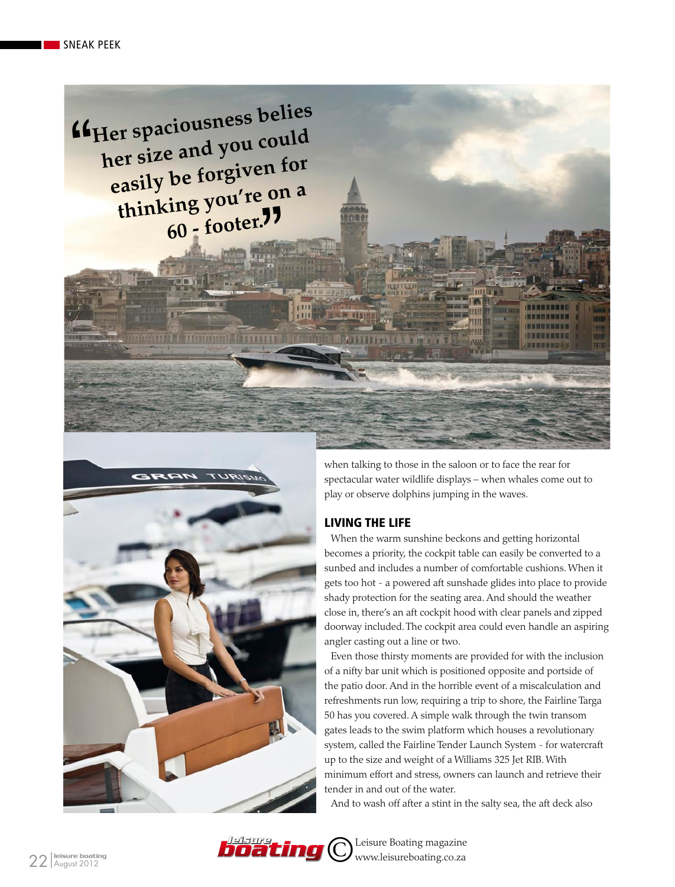> "Her spaciousness belies her size and you could easily be forgiven for thinking you're on a 60 - footer."

when talking to those in the saloon or to face the rear for spectacular water wildlife displays – when whales come out to play or observe dolphins jumping in the waves.

## LIVING THE LIFE

When the warm sunshine beckons and getting horizontal becomes a priority, the cockpit table can easily be converted to a sunbed and includes a number of comfortable cushions. When it gets too hot - a powered aft sunshade glides into place to provide shady protection for the seating area. And should the weather close in, there's an aft cockpit hood with clear panels and zipped doorway included. The cockpit area could even handle an aspiring angler casting out a line or two.

Even those thirsty moments are provided for with the inclusion of a nifty bar unit which is positioned opposite and portside of the patio door. And in the horrible event of a miscalculation and refreshments run low, requiring a trip to shore, the Fairline Targa 50 has you covered. A simple walk through the twin transom gates leads to the swim platform which houses a revolutionary system, called the Fairline Tender Launch System - for watercraft up to the size and weight of a Williams 325 Jet RIB. With minimum effort and stress, owners can launch and retrieve their tender in and out of the water.

And to wash off after a stint in the salty sea, the aft deck also

leisure boating © Leisure Boating magazine www.leisureboating.co.za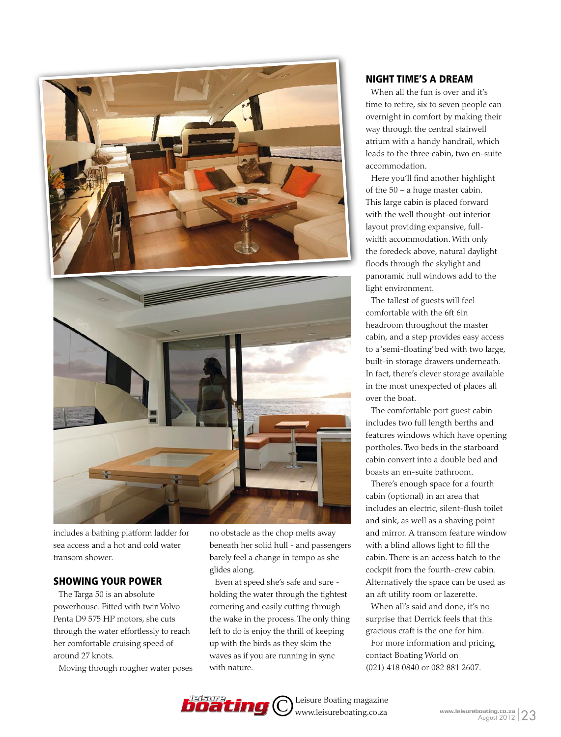includes a bathing platform ladder for sea access and a hot and cold water transom shower.

## SHOWING YOUR POWER

The Targa 50 is an absolute powerhouse. Fitted with twin Volvo Penta D9 575 HP motors, she cuts through the water effortlessly to reach her comfortable cruising speed of around 27 knots.

Moving through rougher water poses no obstacle as the chop melts away beneath her solid hull - and passengers barely feel a change in tempo as she glides along.

Even at speed she's safe and sure - holding the water through the tightest cornering and easily cutting through the wake in the process. The only thing left to do is enjoy the thrill of keeping up with the birds as they skim the waves as if you are running in sync with nature.

## NIGHT TIME'S A DREAM

When all the fun is over and it's time to retire, six to seven people can overnight in comfort by making their way through the central stairwell atrium with a handy handrail, which leads to the three cabin, two en-suite accommodation.

Here you'll find another highlight of the 50 – a huge master cabin. This large cabin is placed forward with the well thought-out interior layout providing expansive, full-width accommodation. With only the foredeck above, natural daylight floods through the skylight and panoramic hull windows add to the light environment.

The tallest of guests will feel comfortable with the 6ft 6in headroom throughout the master cabin, and a step provides easy access to a 'semi-floating' bed with two large, built-in storage drawers underneath. In fact, there's clever storage available in the most unexpected of places all over the boat.

The comfortable port guest cabin includes two full length berths and features windows which have opening portholes. Two beds in the starboard cabin convert into a double bed and boasts an en-suite bathroom.

There's enough space for a fourth cabin (optional) in an area that includes an electric, silent-flush toilet and sink, as well as a shaving point and mirror. A transom feature window with a blind allows light to fill the cabin. There is an access hatch to the cockpit from the fourth-crew cabin. Alternatively the space can be used as an aft utility room or lazerette.

When all's said and done, it's no surprise that Derrick feels that this gracious craft is the one for him.

For more information and pricing, contact Boating World on (021) 418 0840 or 082 881 2607.

leisure boating © Leisure Boating magazine www.leisureboating.co.za